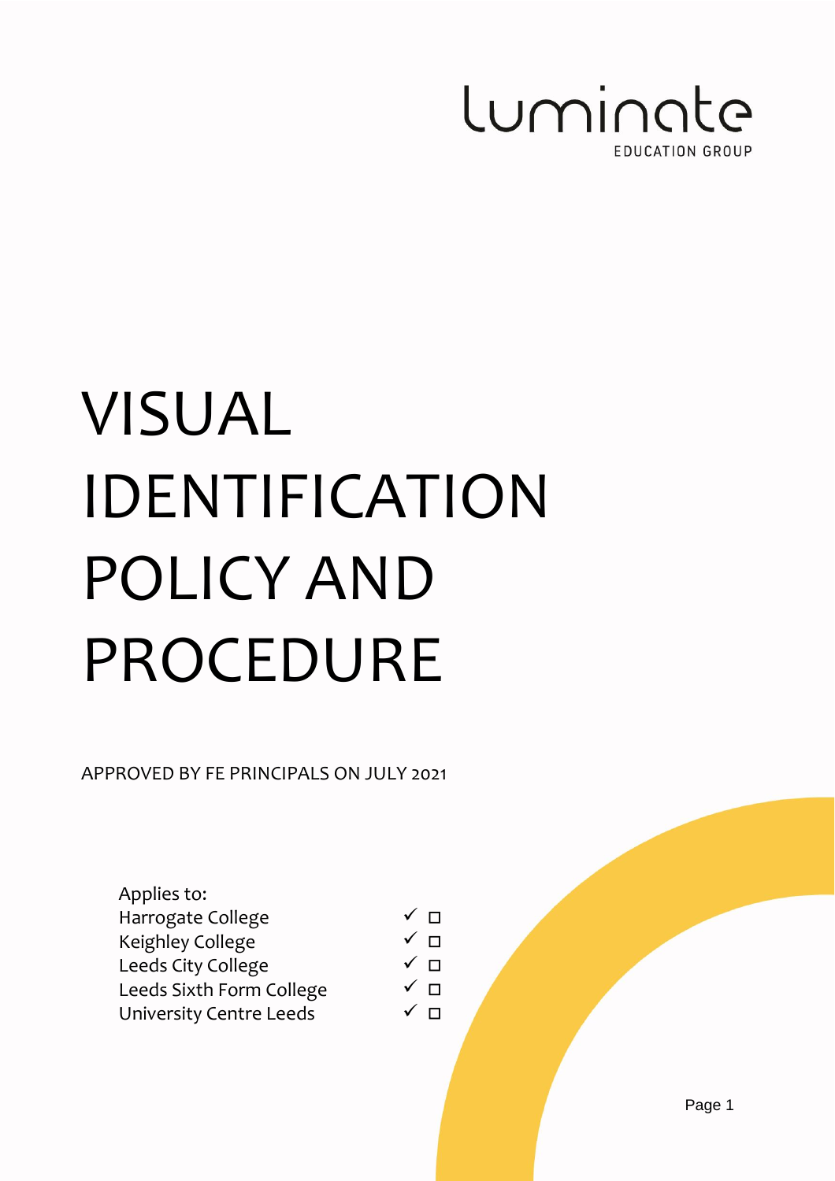luminate
EDUCATION GROUP

# VISUAL IDENTIFICATION POLICY AND PROCEDURE

APPROVED BY FE PRINCIPALS ON JULY 2021

Applies to:

| | |
|---|---|
| Harrogate College | ✓ ☐ |
| Keighley College | ✓ ☐ |
| Leeds City College | ✓ ☐ |
| Leeds Sixth Form College | ✓ ☐ |
| University Centre Leeds | ✓ ☐ |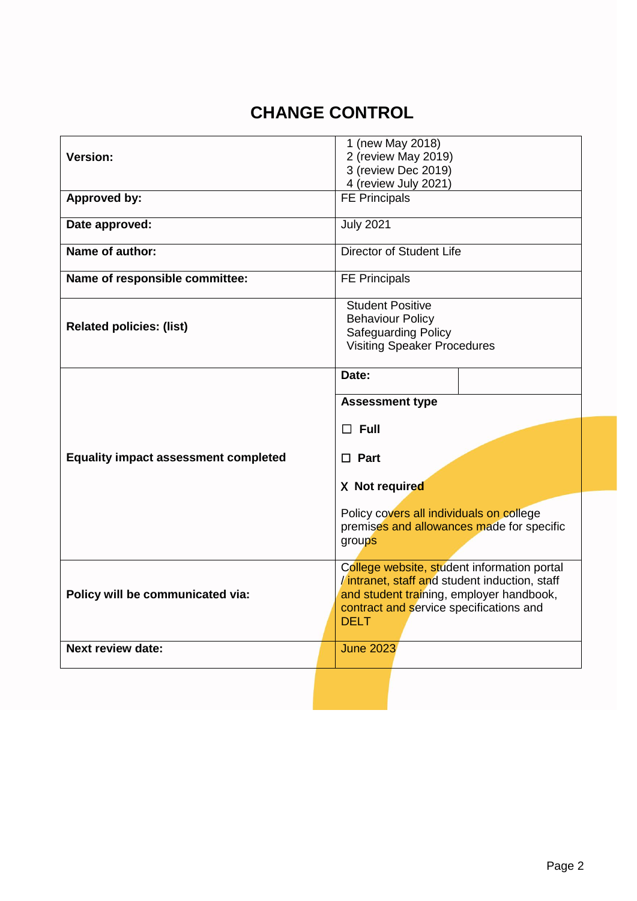# CHANGE CONTROL

| | |
|---|---|
| **Version:** | 1 (new May 2018)<br>2 (review May 2019)<br>3 (review Dec 2019)<br>4 (review July 2021) |
| **Approved by:** | FE Principals |
| **Date approved:** | July 2021 |
| **Name of author:** | Director of Student Life |
| **Name of responsible committee:** | FE Principals |
| **Related policies: (list)** | Student Positive Behaviour Policy<br>Safeguarding Policy<br>Visiting Speaker Procedures |
| **Equality impact assessment completed** | **Date:**<br>**Assessment type**<br>☐ **Full**<br>☐ **Part**<br>X **Not required**<br>Policy covers all individuals on college premises and allowances made for specific groups |
| **Policy will be communicated via:** | College website, student information portal / intranet, staff and student induction, staff and student training, employer handbook, contract and service specifications and DELT |
| **Next review date:** | June 2023 |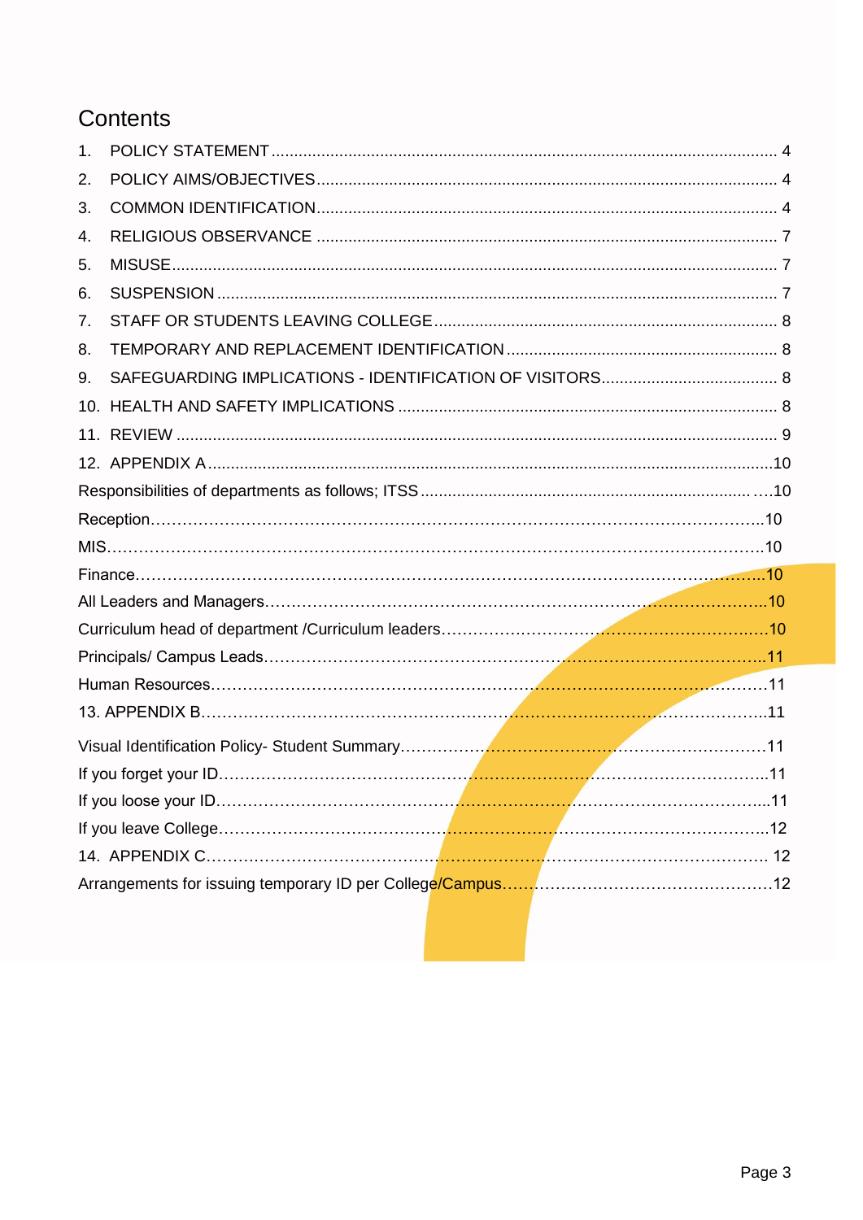# Contents

1. POLICY STATEMENT ........ 4
2. POLICY AIMS/OBJECTIVES ........ 4
3. COMMON IDENTIFICATION ........ 4
4. RELIGIOUS OBSERVANCE ........ 7
5. MISUSE ........ 7
6. SUSPENSION ........ 7
7. STAFF OR STUDENTS LEAVING COLLEGE ........ 8
8. TEMPORARY AND REPLACEMENT IDENTIFICATION ........ 8
9. SAFEGUARDING IMPLICATIONS - IDENTIFICATION OF VISITORS ........ 8
10. HEALTH AND SAFETY IMPLICATIONS ........ 8
11. REVIEW ........ 9
12. APPENDIX A ........ 10

Responsibilities of departments as follows; ITSS ........ 10

Reception ........ 10

MIS ........ 10

Finance ........ 10

All Leaders and Managers ........ 10

Curriculum head of department /Curriculum leaders ........ 10

Principals/ Campus Leads ........ 11

Human Resources ........ 11

13. APPENDIX B ........ 11

Visual Identification Policy- Student Summary ........ 11

If you forget your ID ........ 11

If you loose your ID ........ 11

If you leave College ........ 12

14. APPENDIX C ........ 12

Arrangements for issuing temporary ID per College/Campus ........ 12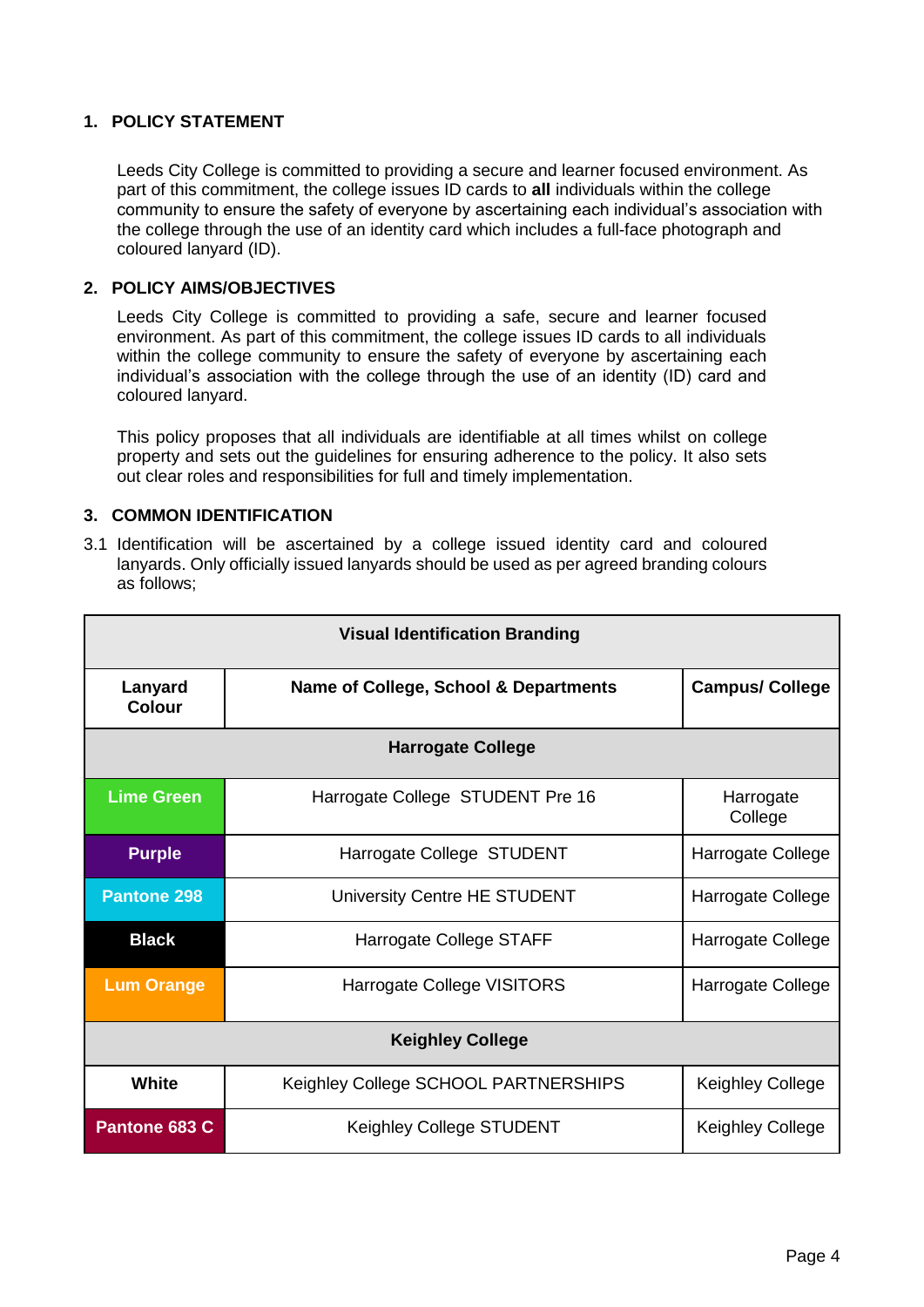## 1. POLICY STATEMENT

Leeds City College is committed to providing a secure and learner focused environment. As part of this commitment, the college issues ID cards to **all** individuals within the college community to ensure the safety of everyone by ascertaining each individual's association with the college through the use of an identity card which includes a full-face photograph and coloured lanyard (ID).

## 2. POLICY AIMS/OBJECTIVES

Leeds City College is committed to providing a safe, secure and learner focused environment. As part of this commitment, the college issues ID cards to all individuals within the college community to ensure the safety of everyone by ascertaining each individual's association with the college through the use of an identity (ID) card and coloured lanyard.

This policy proposes that all individuals are identifiable at all times whilst on college property and sets out the guidelines for ensuring adherence to the policy. It also sets out clear roles and responsibilities for full and timely implementation.

## 3. COMMON IDENTIFICATION

3.1 Identification will be ascertained by a college issued identity card and coloured lanyards. Only officially issued lanyards should be used as per agreed branding colours as follows;

| Visual Identification Branding | | |
|---|---|---|
| **Lanyard Colour** | **Name of College, School & Departments** | **Campus/ College** |
| **Harrogate College** | | |
| **Lime Green** | Harrogate College STUDENT Pre 16 | Harrogate College |
| **Purple** | Harrogate College STUDENT | Harrogate College |
| **Pantone 298** | University Centre HE STUDENT | Harrogate College |
| **Black** | Harrogate College STAFF | Harrogate College |
| **Lum Orange** | Harrogate College VISITORS | Harrogate College |
| **Keighley College** | | |
| **White** | Keighley College SCHOOL PARTNERSHIPS | Keighley College |
| **Pantone 683 C** | Keighley College STUDENT | Keighley College |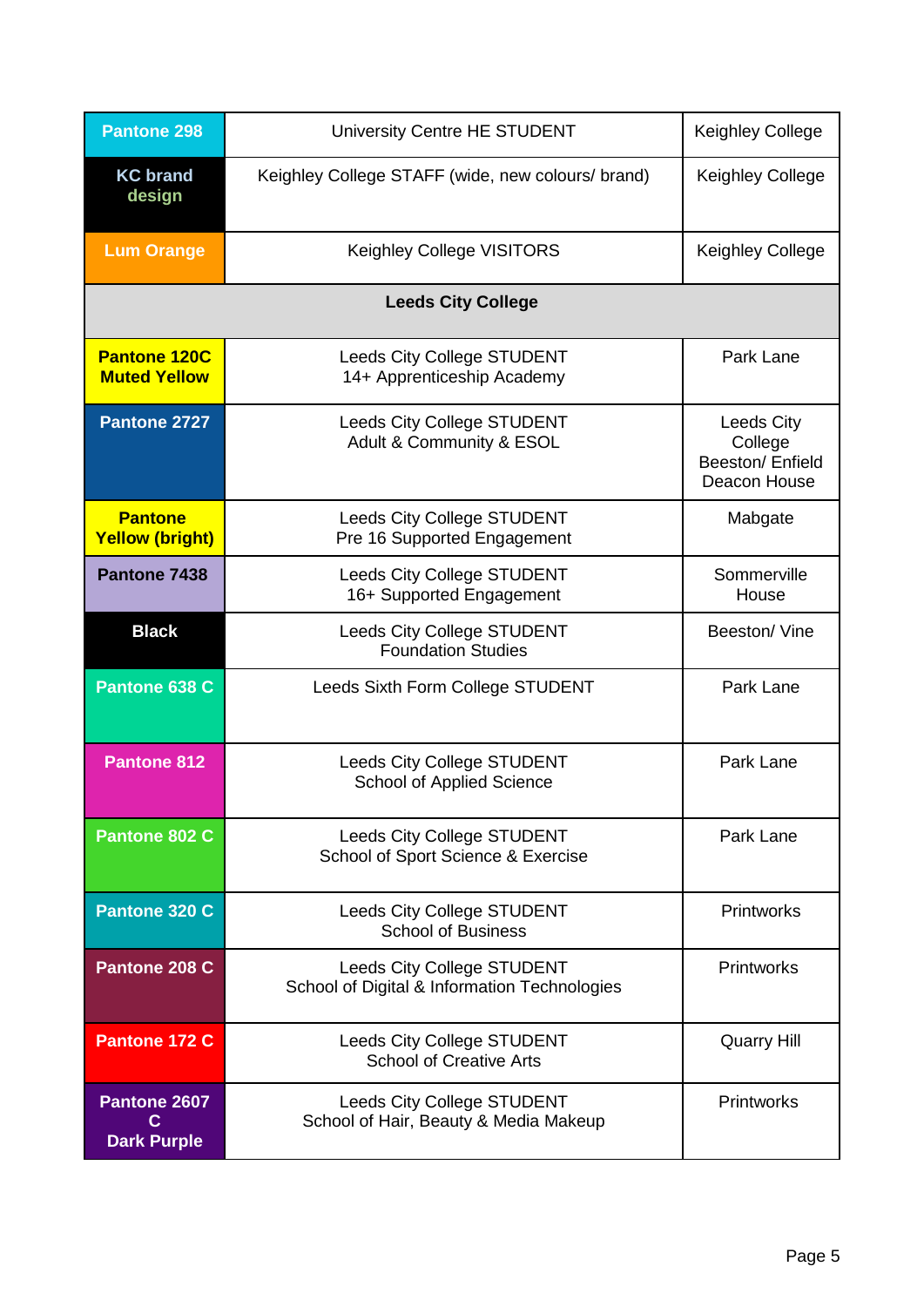| | | |
|---|---|---|
| **Pantone 298** | University Centre HE STUDENT | Keighley College |
| **KC brand design** | Keighley College STAFF (wide, new colours/ brand) | Keighley College |
| **Lum Orange** | Keighley College VISITORS | Keighley College |
| **Leeds City College** | | |
| **Pantone 120C Muted Yellow** | Leeds City College STUDENT<br>14+ Apprenticeship Academy | Park Lane |
| **Pantone 2727** | Leeds City College STUDENT<br>Adult & Community & ESOL | Leeds City College Beeston/ Enfield Deacon House |
| **Pantone Yellow (bright)** | Leeds City College STUDENT<br>Pre 16 Supported Engagement | Mabgate |
| **Pantone 7438** | Leeds City College STUDENT<br>16+ Supported Engagement | Sommerville House |
| **Black** | Leeds City College STUDENT<br>Foundation Studies | Beeston/ Vine |
| **Pantone 638 C** | Leeds Sixth Form College STUDENT | Park Lane |
| **Pantone 812** | Leeds City College STUDENT<br>School of Applied Science | Park Lane |
| **Pantone 802 C** | Leeds City College STUDENT<br>School of Sport Science & Exercise | Park Lane |
| **Pantone 320 C** | Leeds City College STUDENT<br>School of Business | Printworks |
| **Pantone 208 C** | Leeds City College STUDENT<br>School of Digital & Information Technologies | Printworks |
| **Pantone 172 C** | Leeds City College STUDENT<br>School of Creative Arts | Quarry Hill |
| **Pantone 2607 C Dark Purple** | Leeds City College STUDENT<br>School of Hair, Beauty & Media Makeup | Printworks |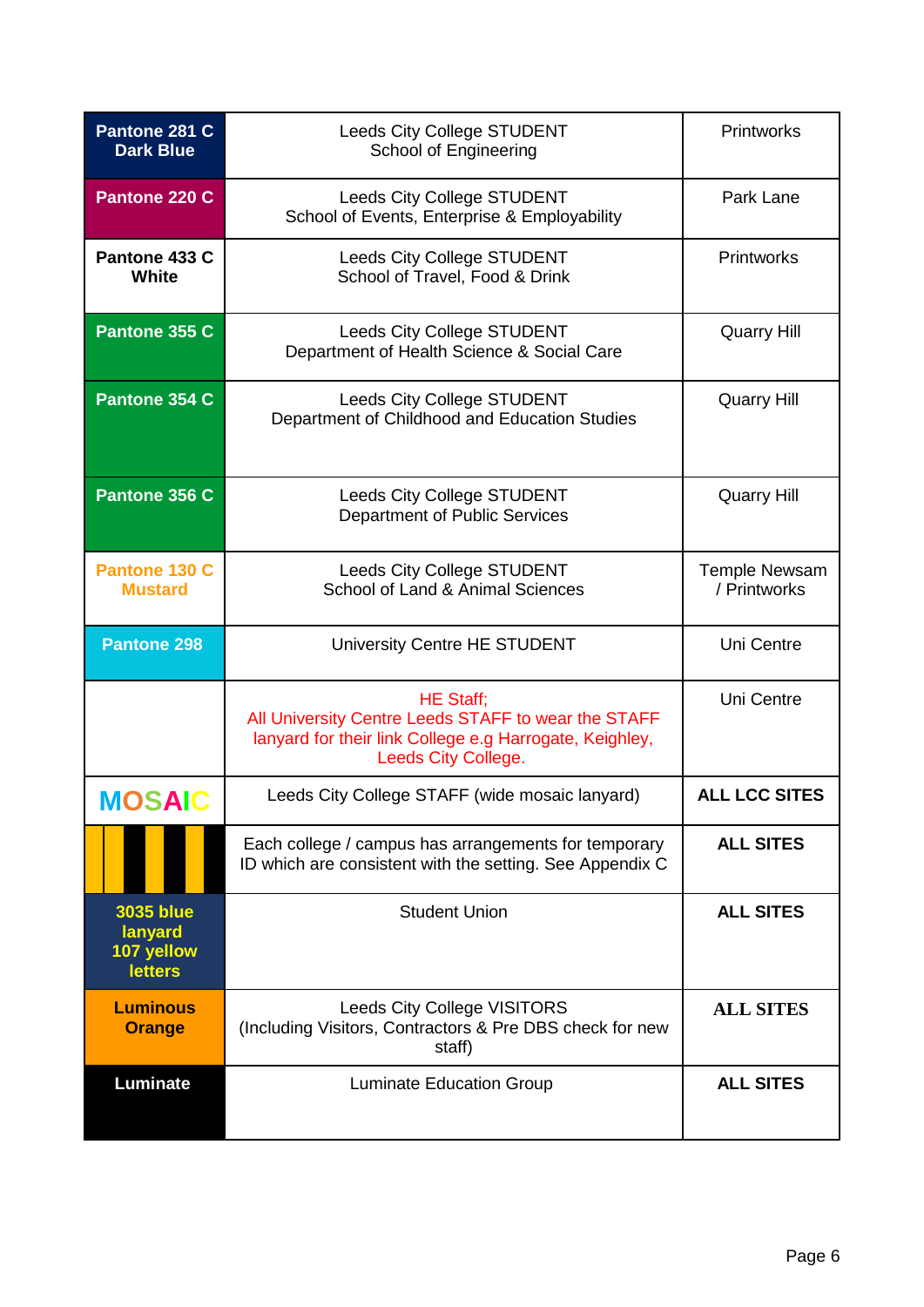| | | |
|---|---|---|
| **Pantone 281 C Dark Blue** | Leeds City College STUDENT School of Engineering | Printworks |
| **Pantone 220 C** | Leeds City College STUDENT School of Events, Enterprise & Employability | Park Lane |
| **Pantone 433 C White** | Leeds City College STUDENT School of Travel, Food & Drink | Printworks |
| **Pantone 355 C** | Leeds City College STUDENT Department of Health Science & Social Care | Quarry Hill |
| **Pantone 354 C** | Leeds City College STUDENT Department of Childhood and Education Studies | Quarry Hill |
| **Pantone 356 C** | Leeds City College STUDENT Department of Public Services | Quarry Hill |
| **Pantone 130 C Mustard** | Leeds City College STUDENT School of Land & Animal Sciences | Temple Newsam / Printworks |
| **Pantone 298** | University Centre HE STUDENT | Uni Centre |
| | HE Staff; All University Centre Leeds STAFF to wear the STAFF lanyard for their link College e.g Harrogate, Keighley, Leeds City College. | Uni Centre |
| **MOSAIC** | Leeds City College STAFF (wide mosaic lanyard) | **ALL LCC SITES** |
| | Each college / campus has arrangements for temporary ID which are consistent with the setting. See Appendix C | **ALL SITES** |
| **3035 blue lanyard 107 yellow letters** | Student Union | **ALL SITES** |
| **Luminous Orange** | Leeds City College VISITORS (Including Visitors, Contractors & Pre DBS check for new staff) | **ALL SITES** |
| **Luminate** | Luminate Education Group | **ALL SITES** |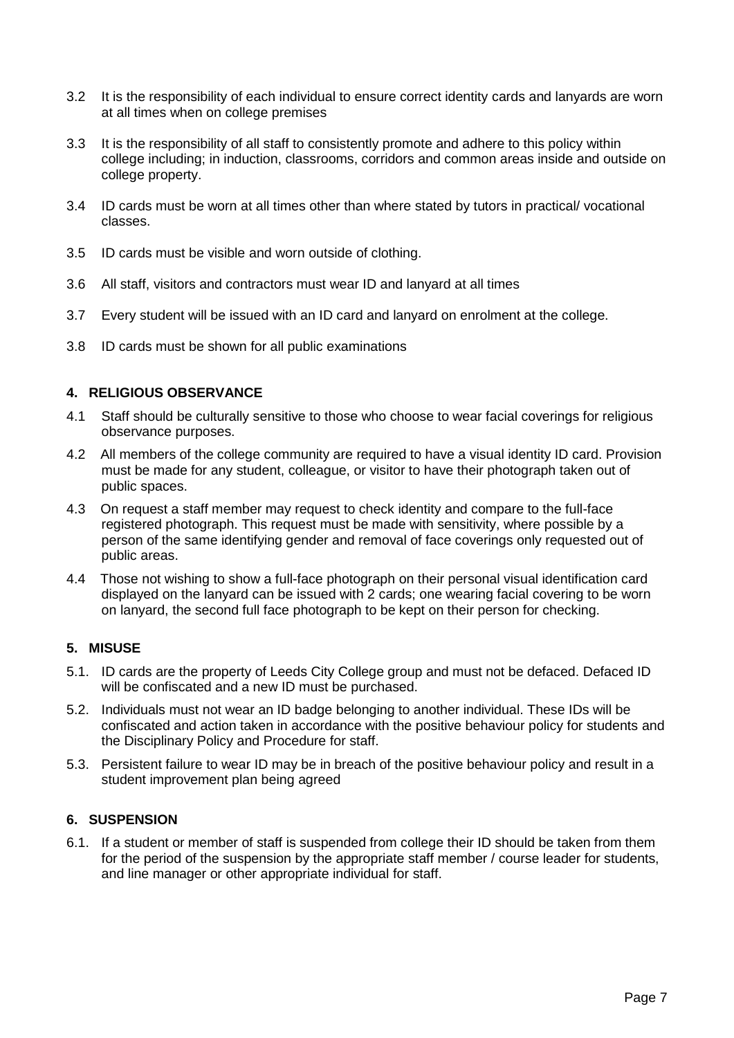3.2 It is the responsibility of each individual to ensure correct identity cards and lanyards are worn at all times when on college premises

3.3 It is the responsibility of all staff to consistently promote and adhere to this policy within college including; in induction, classrooms, corridors and common areas inside and outside on college property.

3.4 ID cards must be worn at all times other than where stated by tutors in practical/ vocational classes.

3.5 ID cards must be visible and worn outside of clothing.

3.6 All staff, visitors and contractors must wear ID and lanyard at all times

3.7 Every student will be issued with an ID card and lanyard on enrolment at the college.

3.8 ID cards must be shown for all public examinations

### 4. RELIGIOUS OBSERVANCE

4.1 Staff should be culturally sensitive to those who choose to wear facial coverings for religious observance purposes.

4.2 All members of the college community are required to have a visual identity ID card. Provision must be made for any student, colleague, or visitor to have their photograph taken out of public spaces.

4.3 On request a staff member may request to check identity and compare to the full-face registered photograph. This request must be made with sensitivity, where possible by a person of the same identifying gender and removal of face coverings only requested out of public areas.

4.4 Those not wishing to show a full-face photograph on their personal visual identification card displayed on the lanyard can be issued with 2 cards; one wearing facial covering to be worn on lanyard, the second full face photograph to be kept on their person for checking.

### 5. MISUSE

5.1. ID cards are the property of Leeds City College group and must not be defaced. Defaced ID will be confiscated and a new ID must be purchased.

5.2. Individuals must not wear an ID badge belonging to another individual. These IDs will be confiscated and action taken in accordance with the positive behaviour policy for students and the Disciplinary Policy and Procedure for staff.

5.3. Persistent failure to wear ID may be in breach of the positive behaviour policy and result in a student improvement plan being agreed

### 6. SUSPENSION

6.1. If a student or member of staff is suspended from college their ID should be taken from them for the period of the suspension by the appropriate staff member / course leader for students, and line manager or other appropriate individual for staff.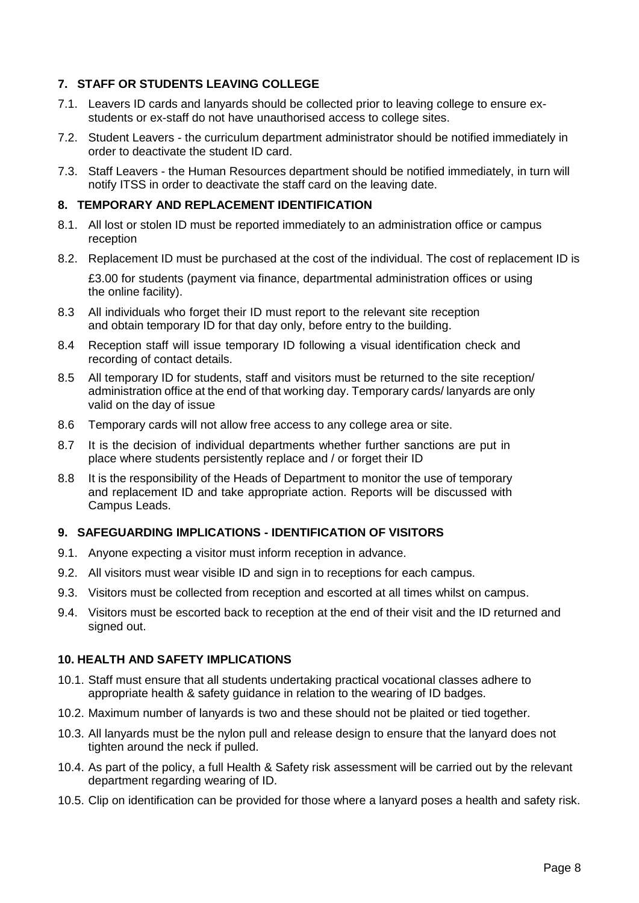## 7. STAFF OR STUDENTS LEAVING COLLEGE

7.1. Leavers ID cards and lanyards should be collected prior to leaving college to ensure ex-students or ex-staff do not have unauthorised access to college sites.

7.2. Student Leavers - the curriculum department administrator should be notified immediately in order to deactivate the student ID card.

7.3. Staff Leavers - the Human Resources department should be notified immediately, in turn will notify ITSS in order to deactivate the staff card on the leaving date.

## 8. TEMPORARY AND REPLACEMENT IDENTIFICATION

8.1. All lost or stolen ID must be reported immediately to an administration office or campus reception

8.2. Replacement ID must be purchased at the cost of the individual. The cost of replacement ID is

£3.00 for students (payment via finance, departmental administration offices or using the online facility).

8.3 All individuals who forget their ID must report to the relevant site reception and obtain temporary ID for that day only, before entry to the building.

8.4 Reception staff will issue temporary ID following a visual identification check and recording of contact details.

8.5 All temporary ID for students, staff and visitors must be returned to the site reception/ administration office at the end of that working day. Temporary cards/ lanyards are only valid on the day of issue

8.6 Temporary cards will not allow free access to any college area or site.

8.7 It is the decision of individual departments whether further sanctions are put in place where students persistently replace and / or forget their ID

8.8 It is the responsibility of the Heads of Department to monitor the use of temporary and replacement ID and take appropriate action. Reports will be discussed with Campus Leads.

## 9. SAFEGUARDING IMPLICATIONS - IDENTIFICATION OF VISITORS

9.1. Anyone expecting a visitor must inform reception in advance.

9.2. All visitors must wear visible ID and sign in to receptions for each campus.

9.3. Visitors must be collected from reception and escorted at all times whilst on campus.

9.4. Visitors must be escorted back to reception at the end of their visit and the ID returned and signed out.

## 10. HEALTH AND SAFETY IMPLICATIONS

10.1. Staff must ensure that all students undertaking practical vocational classes adhere to appropriate health & safety guidance in relation to the wearing of ID badges.

10.2. Maximum number of lanyards is two and these should not be plaited or tied together.

10.3. All lanyards must be the nylon pull and release design to ensure that the lanyard does not tighten around the neck if pulled.

10.4. As part of the policy, a full Health & Safety risk assessment will be carried out by the relevant department regarding wearing of ID.

10.5. Clip on identification can be provided for those where a lanyard poses a health and safety risk.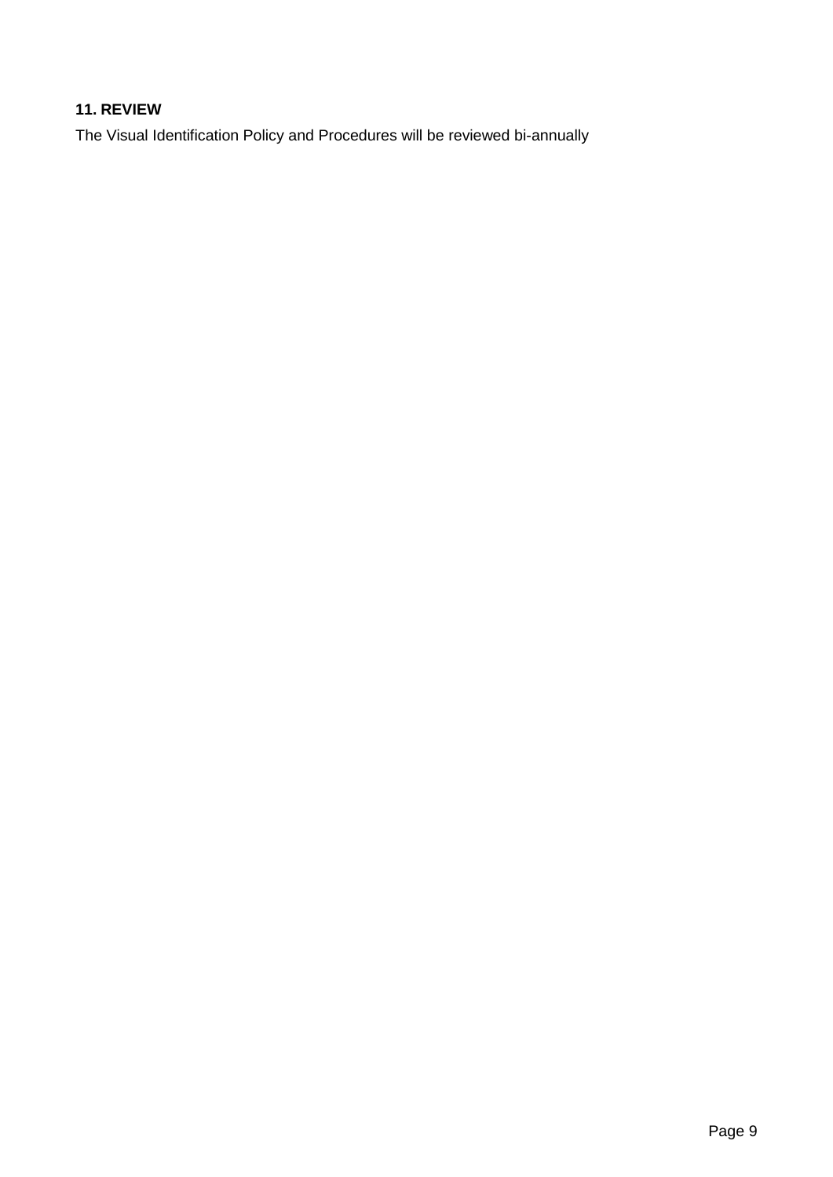**11. REVIEW**

The Visual Identification Policy and Procedures will be reviewed bi-annually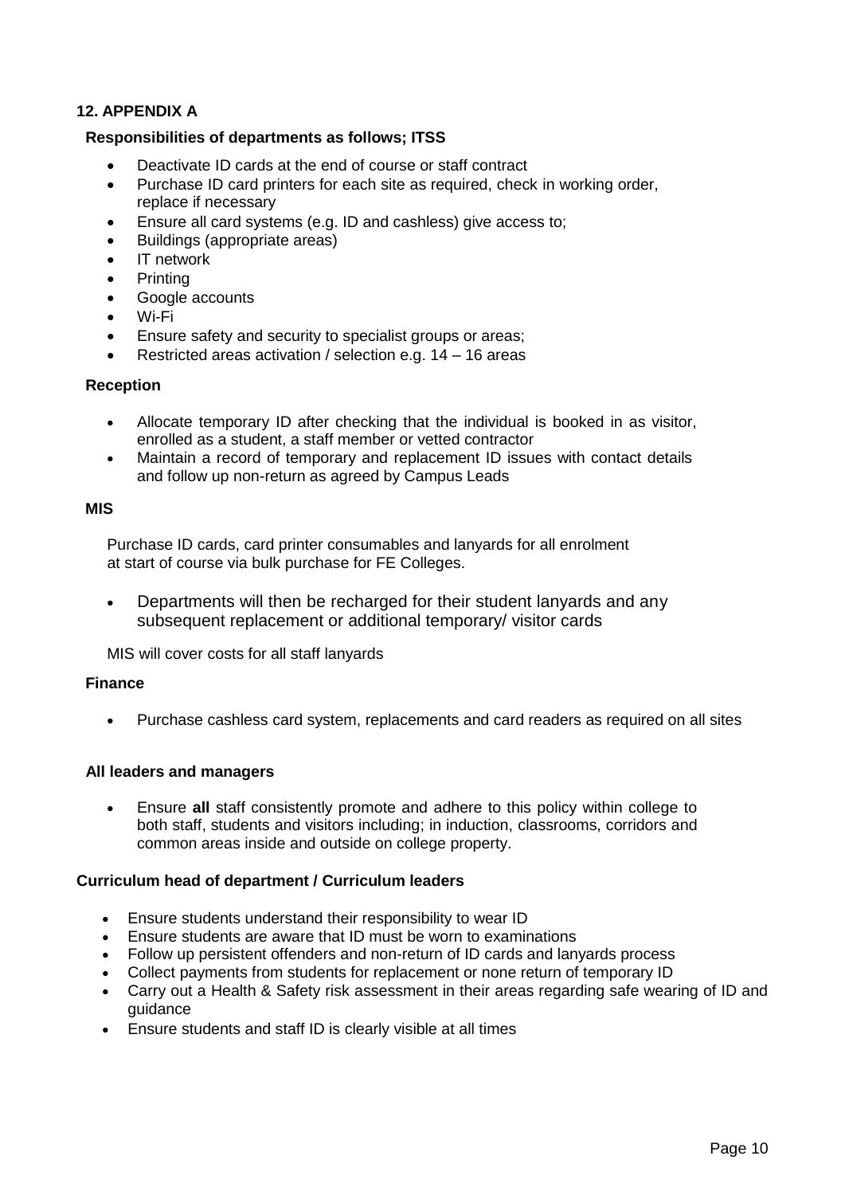## 12. APPENDIX A

**Responsibilities of departments as follows; ITSS**

- Deactivate ID cards at the end of course or staff contract
- Purchase ID card printers for each site as required, check in working order, replace if necessary
- Ensure all card systems (e.g. ID and cashless) give access to;
- Buildings (appropriate areas)
- IT network
- Printing
- Google accounts
- Wi-Fi
- Ensure safety and security to specialist groups or areas;
- Restricted areas activation / selection e.g. 14 – 16 areas

**Reception**

- Allocate temporary ID after checking that the individual is booked in as visitor, enrolled as a student, a staff member or vetted contractor
- Maintain a record of temporary and replacement ID issues with contact details and follow up non-return as agreed by Campus Leads

**MIS**

Purchase ID cards, card printer consumables and lanyards for all enrolment at start of course via bulk purchase for FE Colleges.

- Departments will then be recharged for their student lanyards and any subsequent replacement or additional temporary/ visitor cards

MIS will cover costs for all staff lanyards

**Finance**

- Purchase cashless card system, replacements and card readers as required on all sites

**All leaders and managers**

- Ensure **all** staff consistently promote and adhere to this policy within college to both staff, students and visitors including; in induction, classrooms, corridors and common areas inside and outside on college property.

**Curriculum head of department / Curriculum leaders**

- Ensure students understand their responsibility to wear ID
- Ensure students are aware that ID must be worn to examinations
- Follow up persistent offenders and non-return of ID cards and lanyards process
- Collect payments from students for replacement or none return of temporary ID
- Carry out a Health & Safety risk assessment in their areas regarding safe wearing of ID and guidance
- Ensure students and staff ID is clearly visible at all times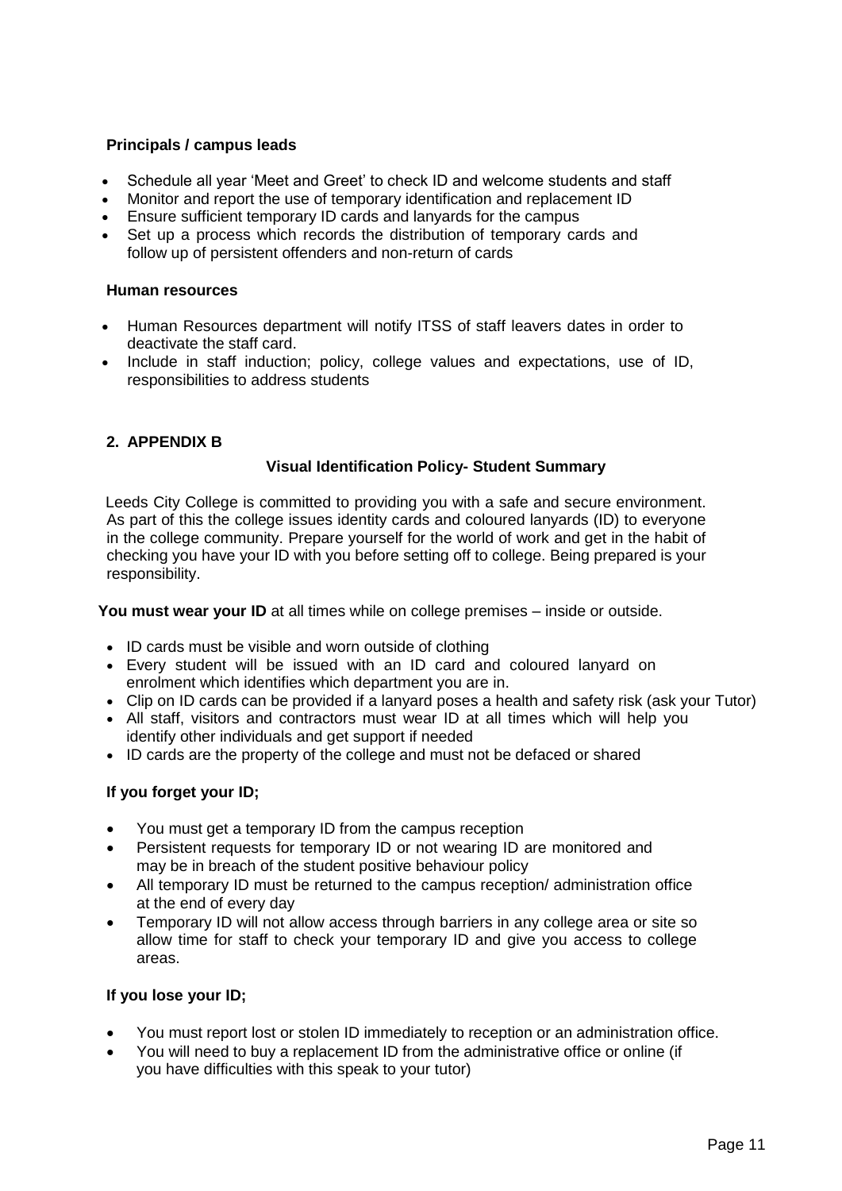**Principals / campus leads**

- Schedule all year 'Meet and Greet' to check ID and welcome students and staff
- Monitor and report the use of temporary identification and replacement ID
- Ensure sufficient temporary ID cards and lanyards for the campus
- Set up a process which records the distribution of temporary cards and follow up of persistent offenders and non-return of cards

**Human resources**

- Human Resources department will notify ITSS of staff leavers dates in order to deactivate the staff card.
- Include in staff induction; policy, college values and expectations, use of ID, responsibilities to address students

## 2. APPENDIX B

### Visual Identification Policy- Student Summary

Leeds City College is committed to providing you with a safe and secure environment. As part of this the college issues identity cards and coloured lanyards (ID) to everyone in the college community. Prepare yourself for the world of work and get in the habit of checking you have your ID with you before setting off to college. Being prepared is your responsibility.

**You must wear your ID** at all times while on college premises – inside or outside.

- ID cards must be visible and worn outside of clothing
- Every student will be issued with an ID card and coloured lanyard on enrolment which identifies which department you are in.
- Clip on ID cards can be provided if a lanyard poses a health and safety risk (ask your Tutor)
- All staff, visitors and contractors must wear ID at all times which will help you identify other individuals and get support if needed
- ID cards are the property of the college and must not be defaced or shared

**If you forget your ID;**

- You must get a temporary ID from the campus reception
- Persistent requests for temporary ID or not wearing ID are monitored and may be in breach of the student positive behaviour policy
- All temporary ID must be returned to the campus reception/ administration office at the end of every day
- Temporary ID will not allow access through barriers in any college area or site so allow time for staff to check your temporary ID and give you access to college areas.

**If you lose your ID;**

- You must report lost or stolen ID immediately to reception or an administration office.
- You will need to buy a replacement ID from the administrative office or online (if you have difficulties with this speak to your tutor)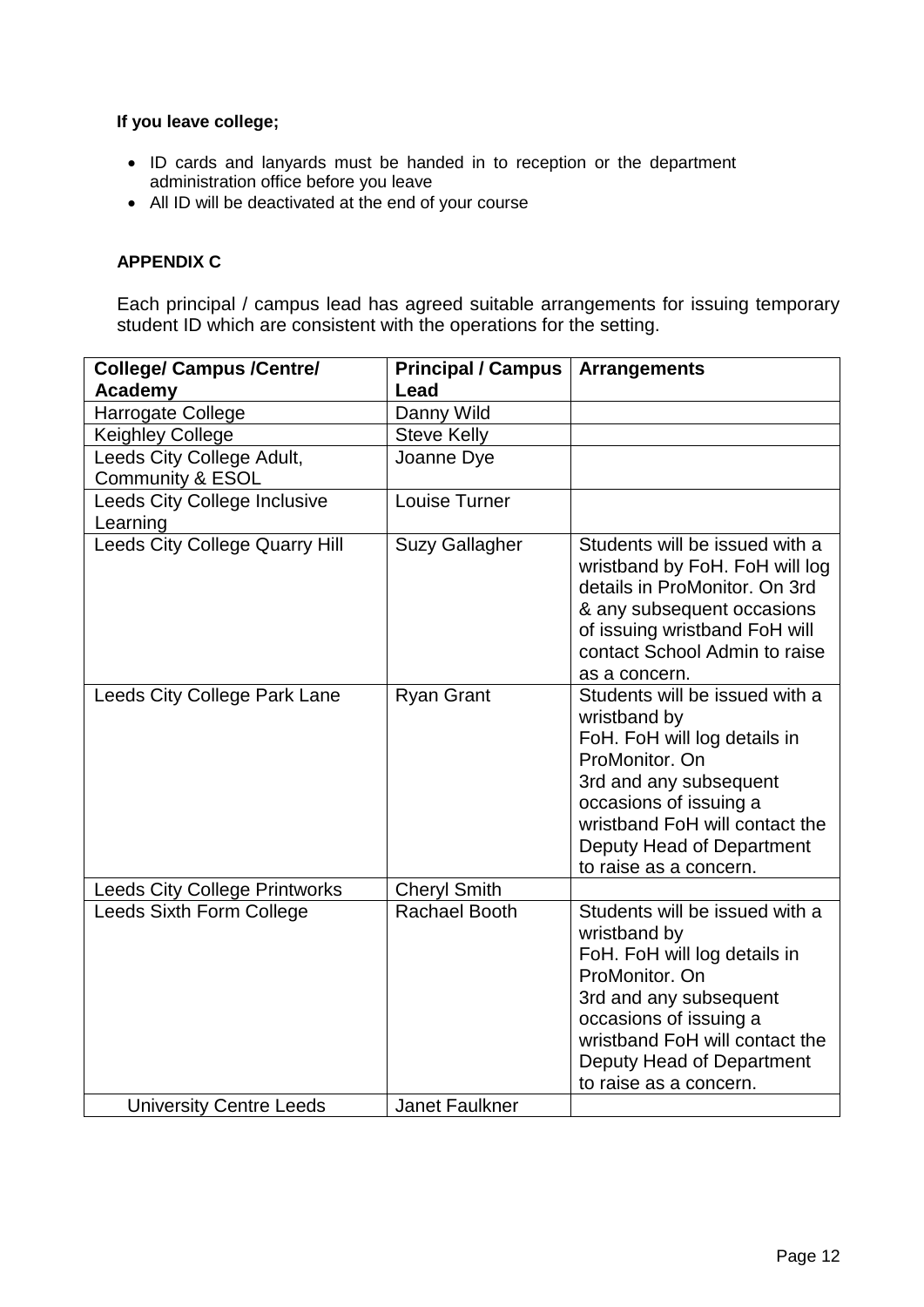**If you leave college;**

- ID cards and lanyards must be handed in to reception or the department administration office before you leave
- All ID will be deactivated at the end of your course

**APPENDIX C**

Each principal / campus lead has agreed suitable arrangements for issuing temporary student ID which are consistent with the operations for the setting.

| College/ Campus /Centre/ Academy | Principal / Campus Lead | Arrangements |
|---|---|---|
| Harrogate College | Danny Wild | |
| Keighley College | Steve Kelly | |
| Leeds City College Adult, Community & ESOL | Joanne Dye | |
| Leeds City College Inclusive Learning | Louise Turner | |
| Leeds City College Quarry Hill | Suzy Gallagher | Students will be issued with a wristband by FoH. FoH will log details in ProMonitor. On 3rd & any subsequent occasions of issuing wristband FoH will contact School Admin to raise as a concern. |
| Leeds City College Park Lane | Ryan Grant | Students will be issued with a wristband by FoH. FoH will log details in ProMonitor. On 3rd and any subsequent occasions of issuing a wristband FoH will contact the Deputy Head of Department to raise as a concern. |
| Leeds City College Printworks | Cheryl Smith | |
| Leeds Sixth Form College | Rachael Booth | Students will be issued with a wristband by FoH. FoH will log details in ProMonitor. On 3rd and any subsequent occasions of issuing a wristband FoH will contact the Deputy Head of Department to raise as a concern. |
| University Centre Leeds | Janet Faulkner | |